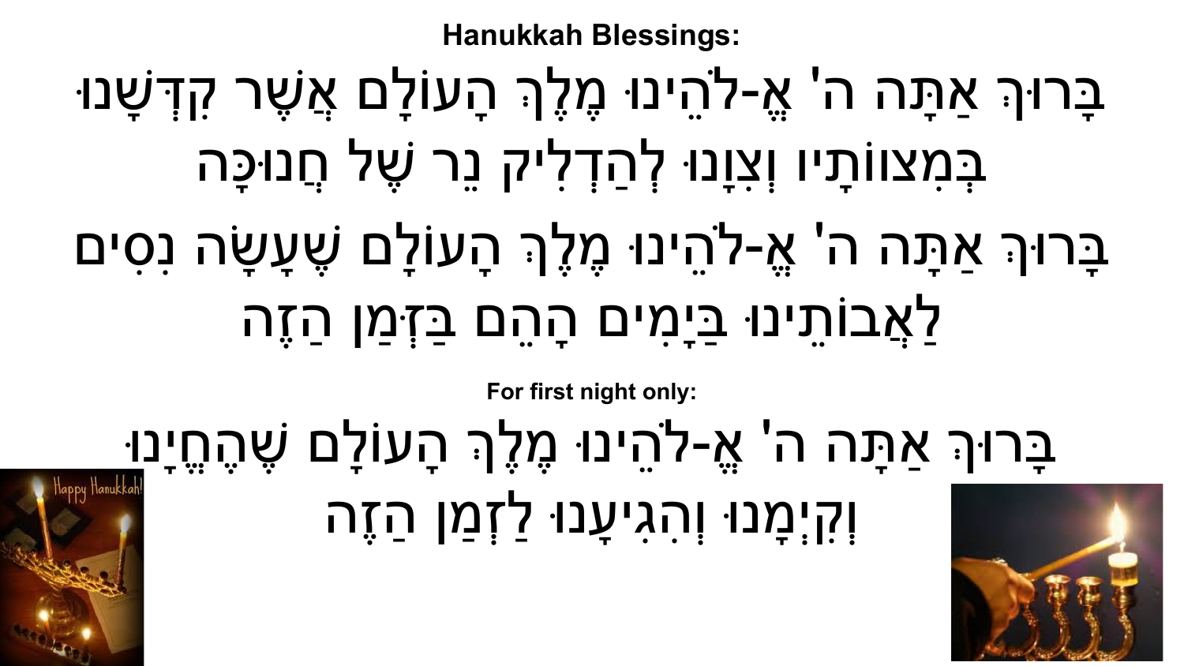**Hanukkah Blessings:**

בָּרוּךְ אַתָּה ה' אֱ-לֹהֵינוּ מֶלֶךְ הָעוֹלָם אֲשֶׁר קִדְּשָׁנוּ בְּמִצווֹתָיו וְצִוָּנוּ לְהַדְלִיק נֵר שֶׁל חֲנוּכָּה

בָּרוּךְ אַתָּה ה' אֱ-לֹהֵינוּ מֶלֶךְ הָעוֹלָם שֶׁעָשָׂה נִסִּים לַאֲבוֹתֵינוּ בַּיָּמִים הָהֵם בַּזְּמַן הַזֶּה

**For first night only:**

בָּרוּךְ אַתָּה ה' אֱ-לֹהֵינוּ מֶלֶךְ הָעוֹלָם שֶׁהֶחֱיָנוּ וְקִיְּמָנוּ וְהִגִּיעָנוּ לַזְמַן הַזֶּה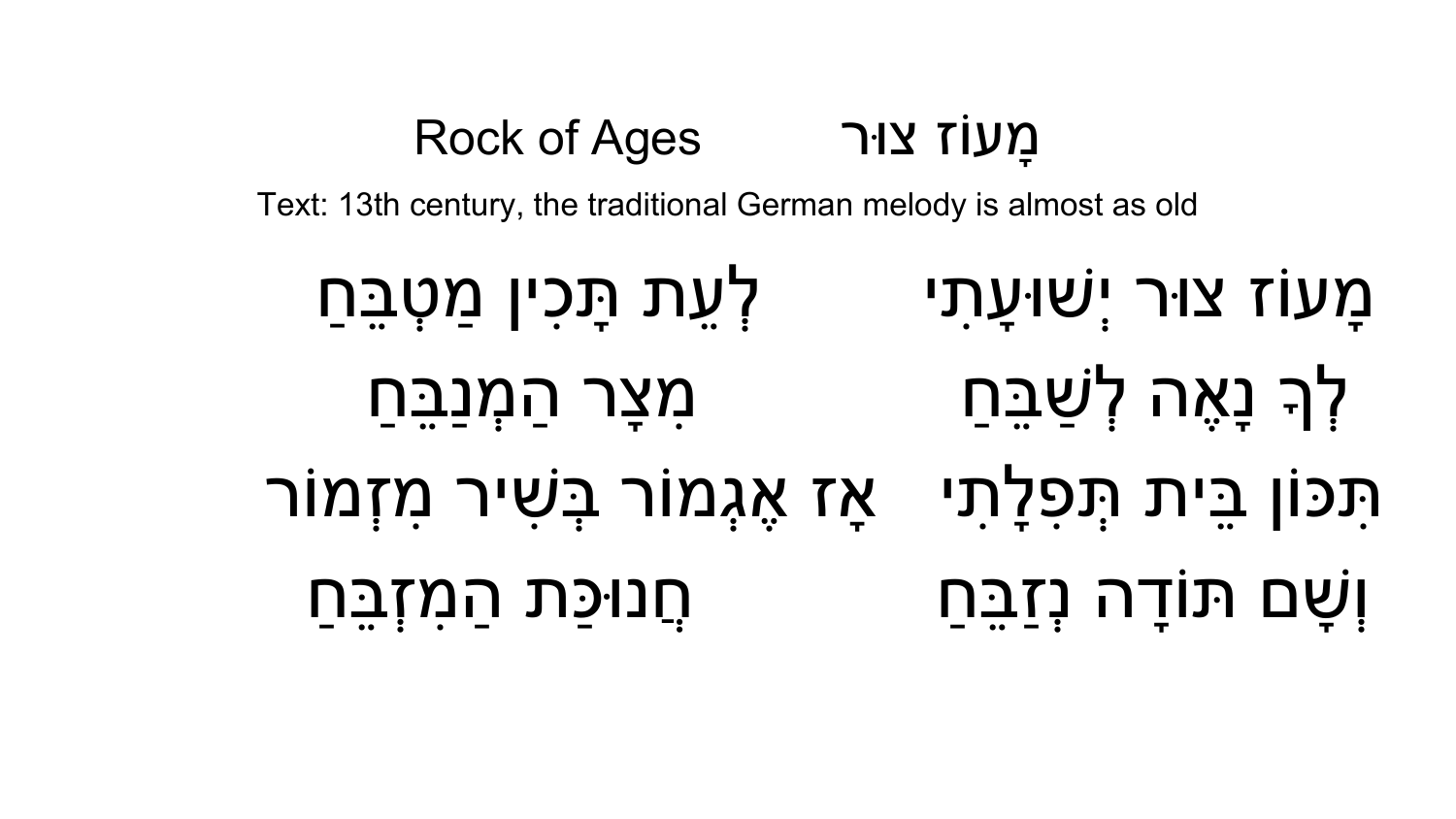# Rock of Ages מָעוֹז צוּר

Text: 13th century, the traditional German melody is almost as old

מָעוֹז צוּר יְשׁוּעָתִי לְעֵת תָּכִין מַטְבֵּחַ

לְךָ נָאֶה לְשַׁבֵּחַ מִצָּר הַמְנַבֵּחַ

תִּכּוֹן בֵּית תְּפִלָּתִי אָז אֶגְמוֹר בְּשִׁיר מִזְמוֹר

וְשָׁם תּוֹדָה נְזַבֵּחַ חֲנוּכַּת הַמִּזְבֵּחַ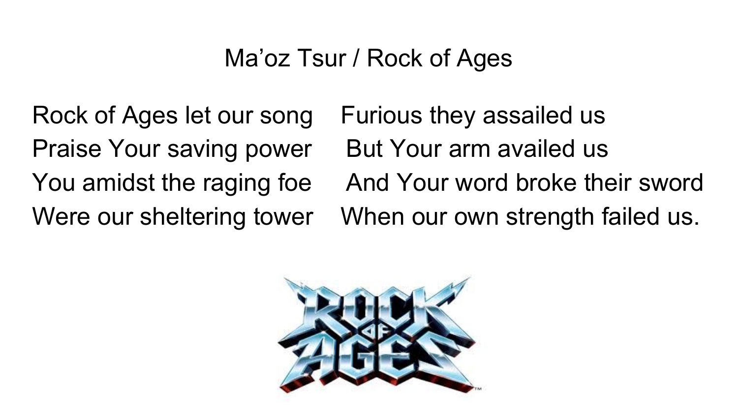# Ma'oz Tsur / Rock of Ages

Rock of Ages let our song
Praise Your saving power
You amidst the raging foe
Were our sheltering tower

Furious they assailed us
But Your arm availed us
And Your word broke their sword
When our own strength failed us.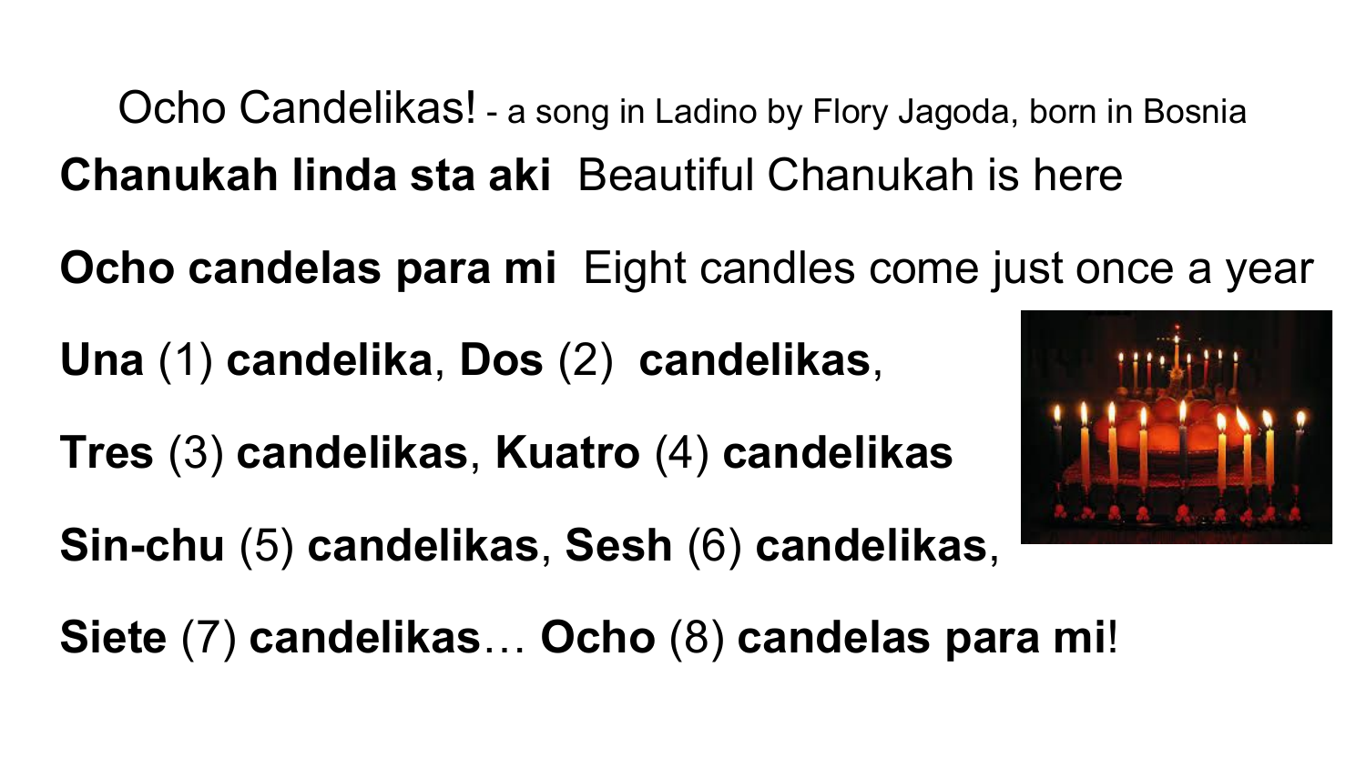# Ocho Candelikas! - a song in Ladino by Flory Jagoda, born in Bosnia

**Chanukah linda sta aki** Beautiful Chanukah is here

**Ocho candelas para mi** Eight candles come just once a year

**Una** (1) **candelika**, **Dos** (2) **candelikas**,

**Tres** (3) **candelikas**, **Kuatro** (4) **candelikas**

**Sin-chu** (5) **candelikas**, **Sesh** (6) **candelikas**,

**Siete** (7) **candelikas**… **Ocho** (8) **candelas para mi**!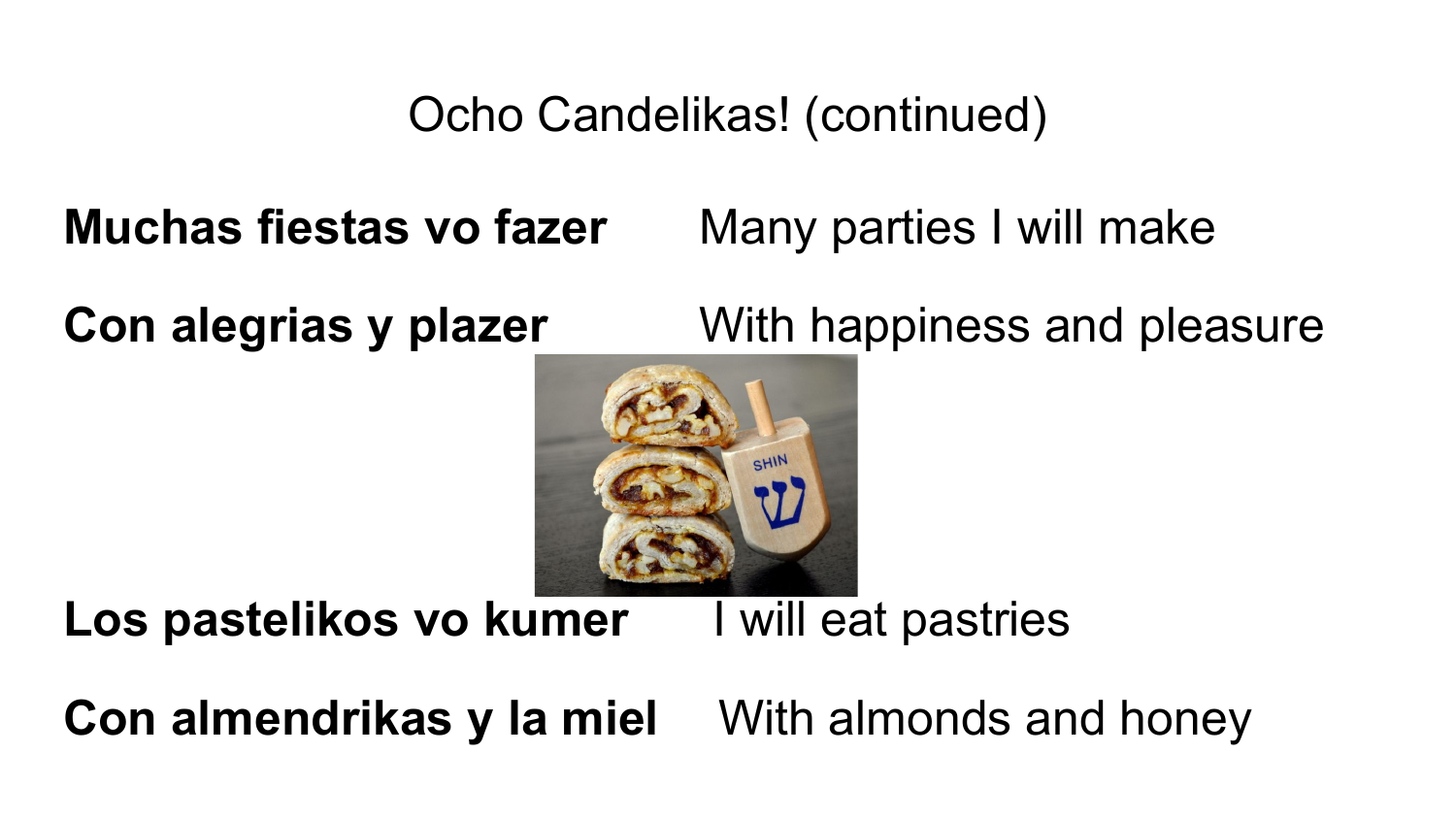# Ocho Candelikas! (continued)

**Muchas fiestas vo fazer** Many parties I will make

**Con alegrias y plazer** With happiness and pleasure

**Los pastelikos vo kumer** I will eat pastries

**Con almendrikas y la miel** With almonds and honey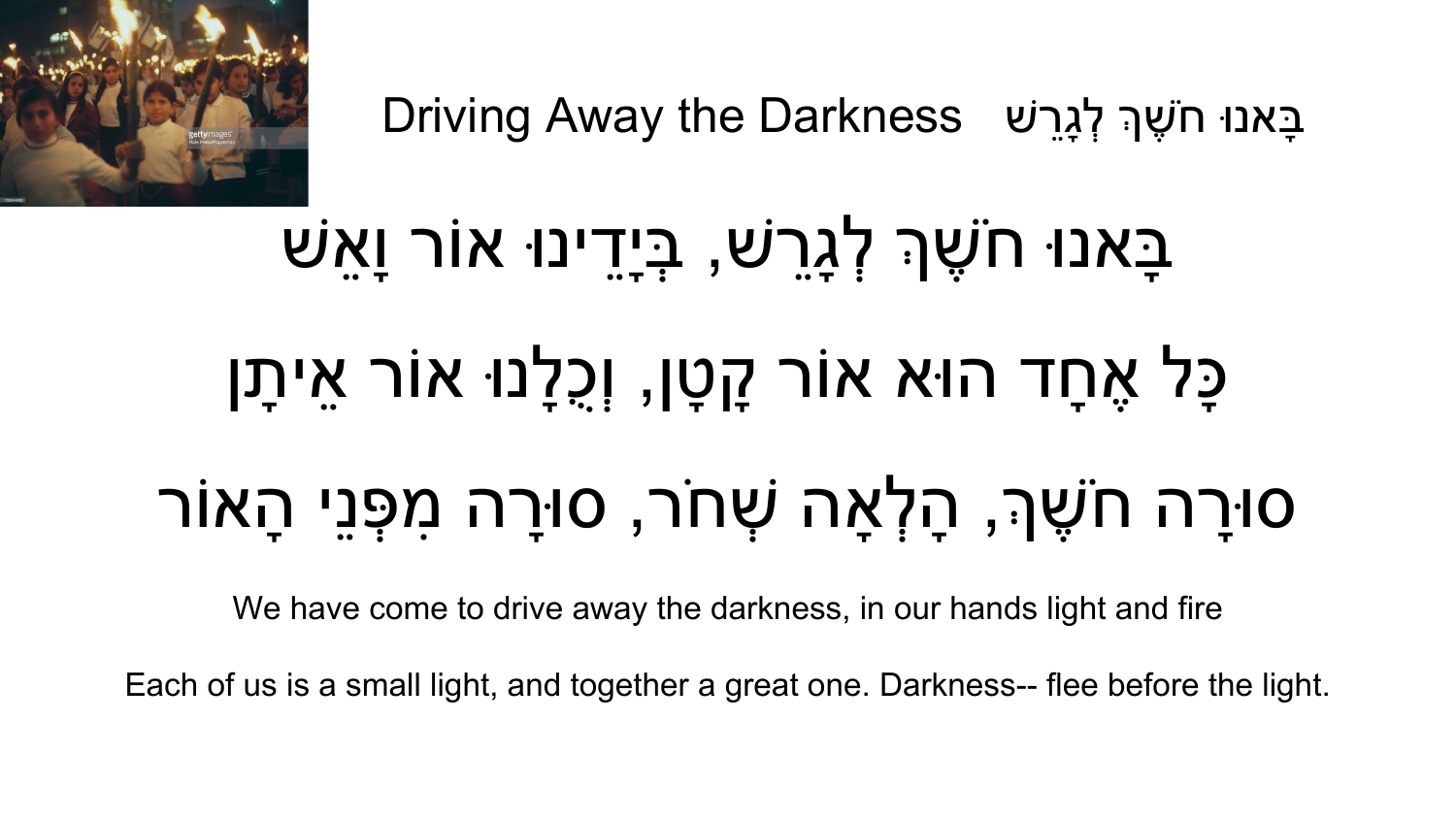# Driving Away the Darkness בָּאנוּ חֹשֶׁךְ לְגָרֵשׁ

## בָּאנוּ חֹשֶׁךְ לְגָרֵשׁ, בְּיָדֵינוּ אוֹר וָאֵשׁ

## כָּל אֶחָד הוּא אוֹר קָטָן, וְכֻלָּנוּ אוֹר אֵיתָן

## סוּרָה חֹשֶׁךְ, הָלְאָה שְׁחֹר, סוּרָה מִפְּנֵי הָאוֹר

We have come to drive away the darkness, in our hands light and fire

Each of us is a small light, and together a great one. Darkness-- flee before the light.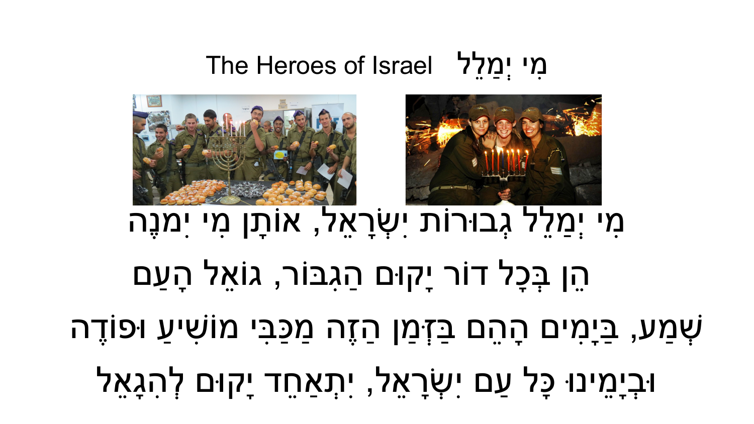# The Heroes of Israel מִי יְמַלֵּל

מִי יְמַלֵּל גְּבוּרוֹת יִשְׂרָאֵל, אוֹתָן מִי יִמְנֶה

הֵן בְּכָל דּוֹר יָקוּם הַגִּבּוֹר, גּוֹאֵל הָעָם

שְׁמַע, בַּיָּמִים הָהֵם בַּזְּמַן הַזֶּה מַכַּבִּי מוֹשִׁיעַ וּפוֹדֶה

וּבְיָמֵינוּ כָּל עַם יִשְׂרָאֵל, יִתְאַחֵד יָקוּם לְהִגָּאֵל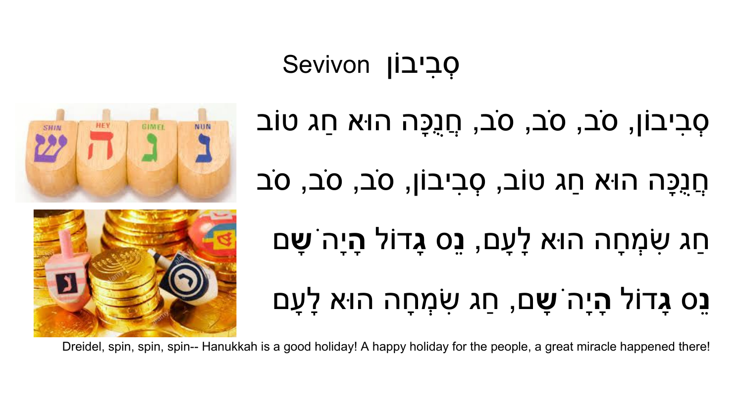# Sevivon סְבִיבוֹן

סְבִיבוֹן, סֹב, סֹב, סֹב, חֲנֻכָּה הוּא חַג טוֹב

חֲנֻכָּה הוּא חַג טוֹב, סְבִיבוֹן, סֹב, סֹב

חַג שִׂמְחָה הוּא לָעָם, **נֵ**ס **גָ**דוֹל **הָ**יָה **שָׁ**ם

**נֵ**ס **גָ**דוֹל **הָ**יָה **שָׁ**ם, חַג שִׂמְחָה הוּא לָעָם

Dreidel, spin, spin, spin-- Hanukkah is a good holiday! A happy holiday for the people, a great miracle happened there!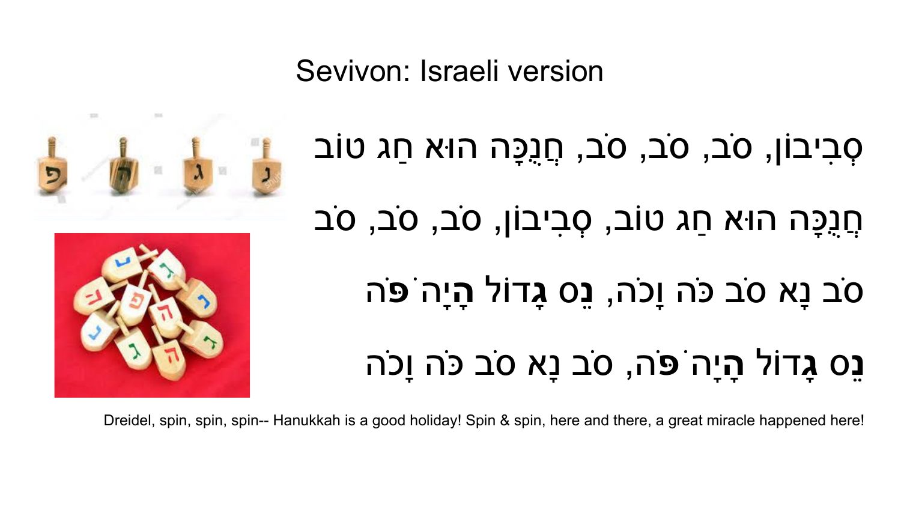# Sevivon: Israeli version

סְבִיבוֹן, סֹב, סֹב, סֹב, חֲנֻכָּה הוּא חַג טוֹב

חֲנֻכָּה הוּא חַג טוֹב, סְבִיבוֹן, סֹב, סֹב

סֹב נָא סֹב כֹּה וָכֹה, **נֵ**ס **גָ**דוֹל **הָ**יָה **פֹּ**ה

**נֵ**ס **גָ**דוֹל **הָ**יָה **פֹּ**ה, סֹב נָא סֹב כֹּה וָכֹה

Dreidel, spin, spin, spin-- Hanukkah is a good holiday! Spin & spin, here and there, a great miracle happened here!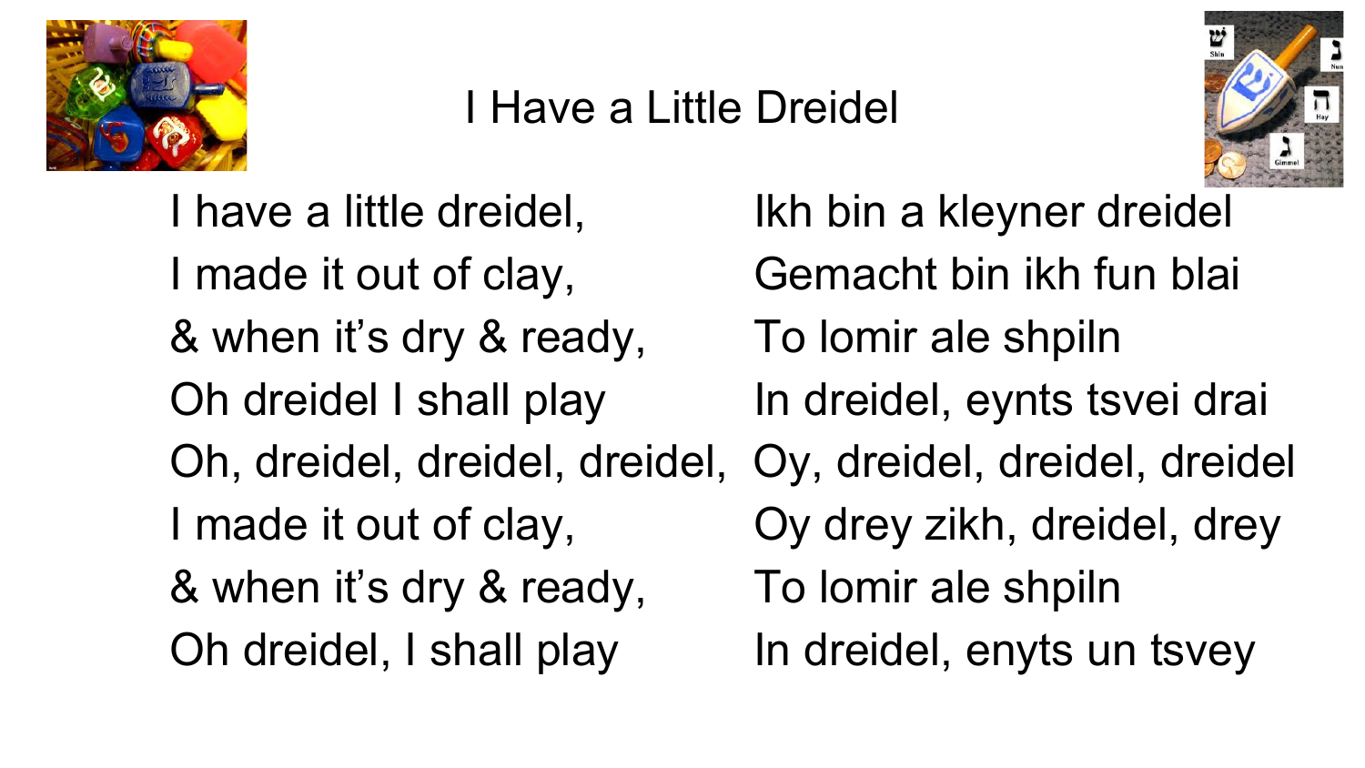# I Have a Little Dreidel

| | |
|---|---|
| I have a little dreidel, | Ikh bin a kleyner dreidel |
| I made it out of clay, | Gemacht bin ikh fun blai |
| & when it's dry & ready, | To lomir ale shpiln |
| Oh dreidel I shall play | In dreidel, eynts tsvei drai |
| Oh, dreidel, dreidel, dreidel, | Oy, dreidel, dreidel, dreidel |
| I made it out of clay, | Oy drey zikh, dreidel, drey |
| & when it's dry & ready, | To lomir ale shpiln |
| Oh dreidel, I shall play | In dreidel, enyts un tsvey |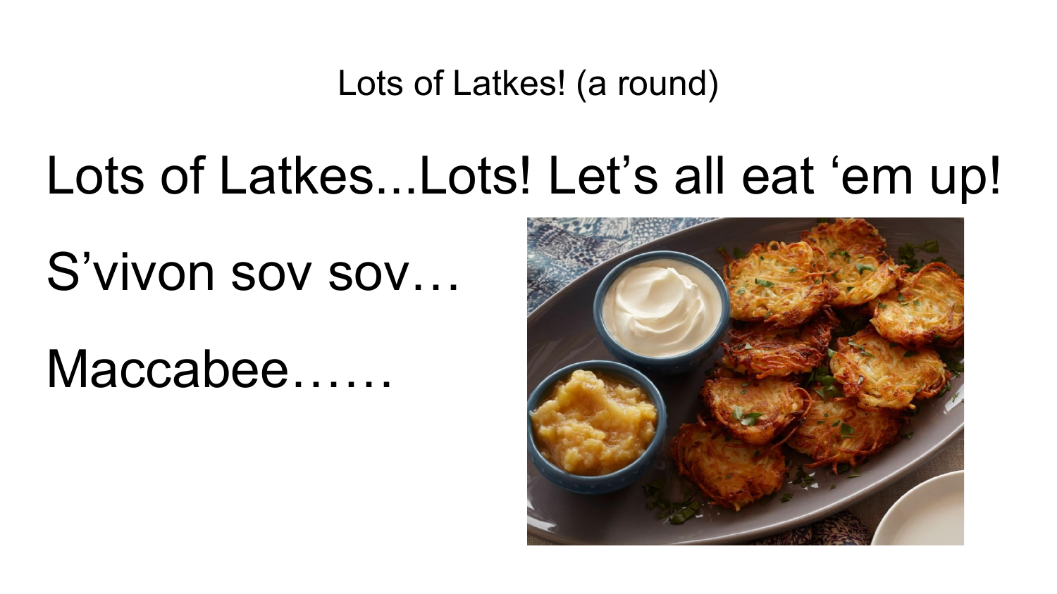# Lots of Latkes! (a round)

Lots of Latkes...Lots! Let’s all eat ‘em up!

S’vivon sov sov…

Maccabee……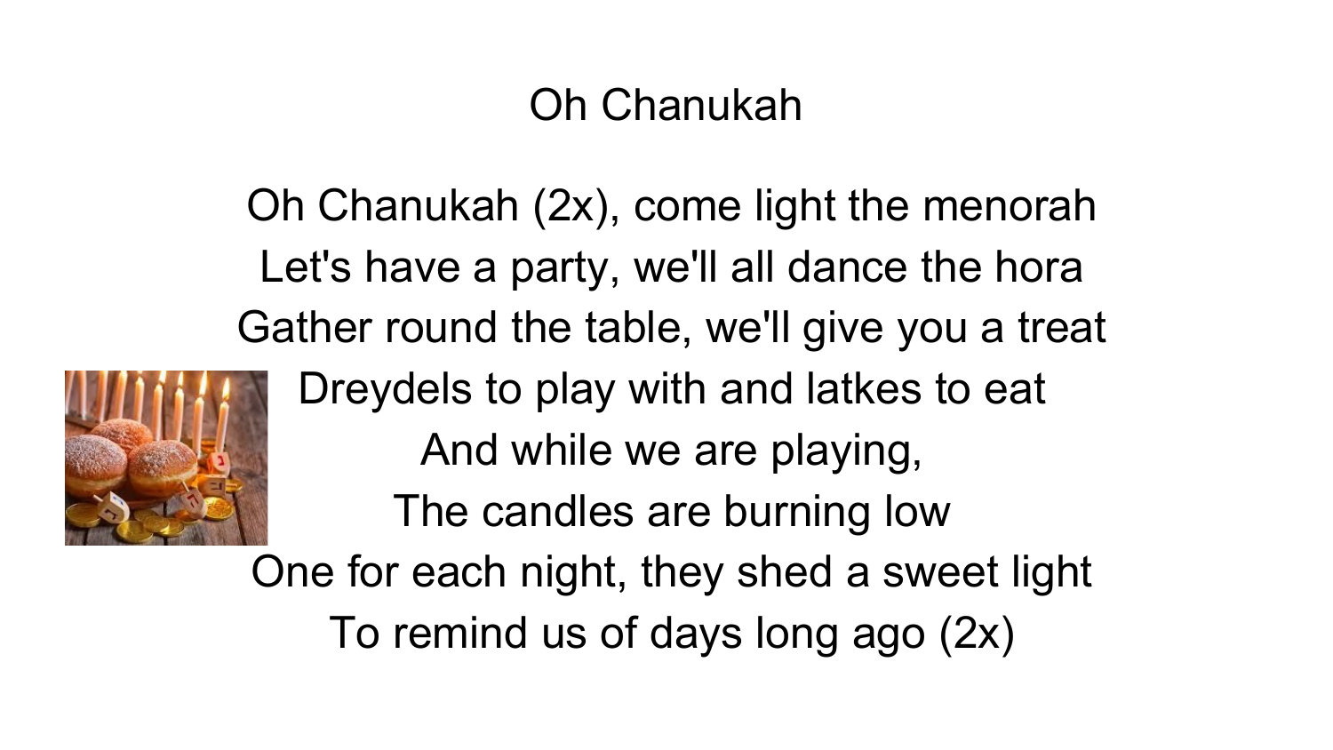# Oh Chanukah

Oh Chanukah (2x), come light the menorah
Let's have a party, we'll all dance the hora
Gather round the table, we'll give you a treat
Dreydels to play with and latkes to eat
And while we are playing,
The candles are burning low
One for each night, they shed a sweet light
To remind us of days long ago (2x)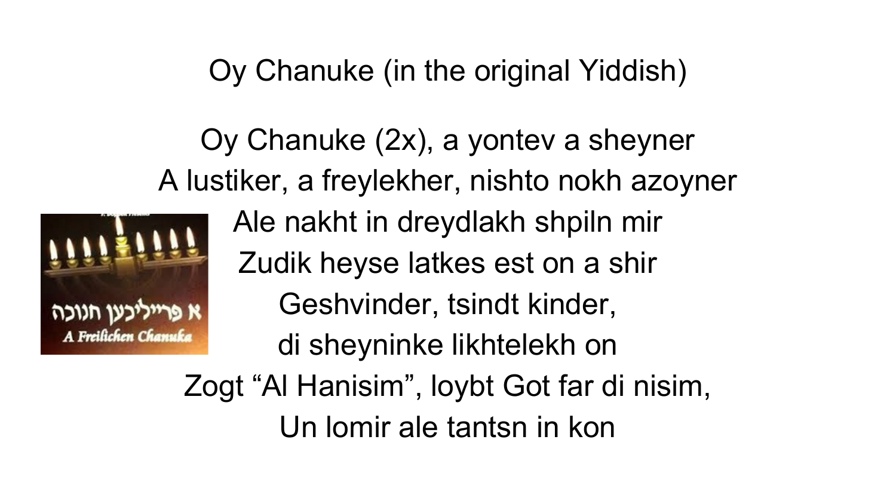# Oy Chanuke (in the original Yiddish)

Oy Chanuke (2x), a yontev a sheyner
A lustiker, a freylekher, nishto nokh azoyner
Ale nakht in dreydlakh shpiln mir
Zudik heyse latkes est on a shir
Geshvinder, tsindt kinder,
di sheyninke likhtelekh on
Zogt “Al Hanisim”, loybt Got far di nisim,
Un lomir ale tantsn in kon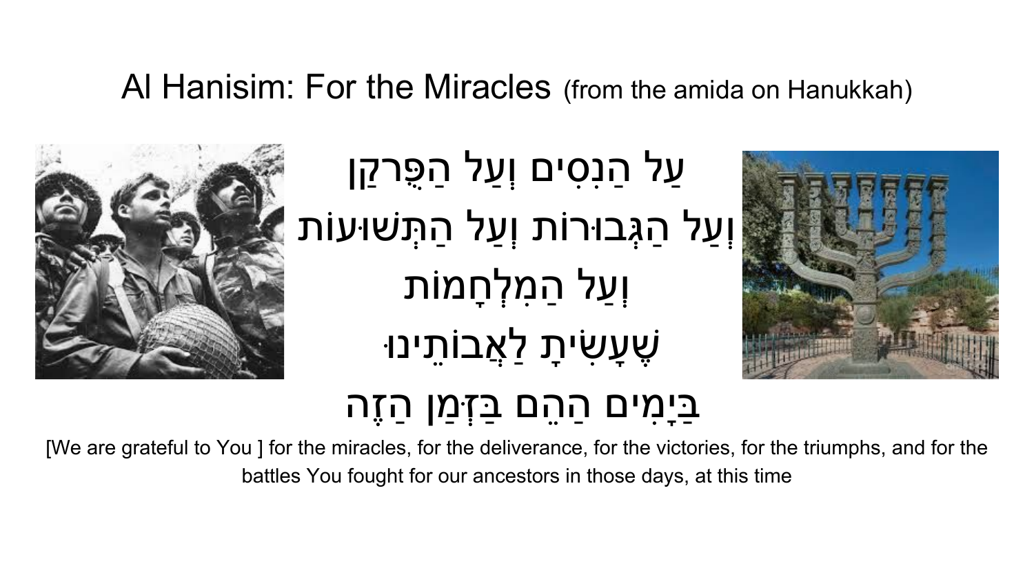# Al Hanisim: For the Miracles (from the amida on Hanukkah)

עַל הַנִּסִּים וְעַל הַפֻּרְקָן
וְעַל הַגְּבוּרוֹת וְעַל הַתְּשׁוּעוֹת
וְעַל הַמִּלְחָמוֹת
שֶׁעָשִׂיתָ לַאֲבוֹתֵינוּ
בַּיָּמִים הַהֵם בַּזְּמַן הַזֶּה

[We are grateful to You ] for the miracles, for the deliverance, for the victories, for the triumphs, and for the battles You fought for our ancestors in those days, at this time